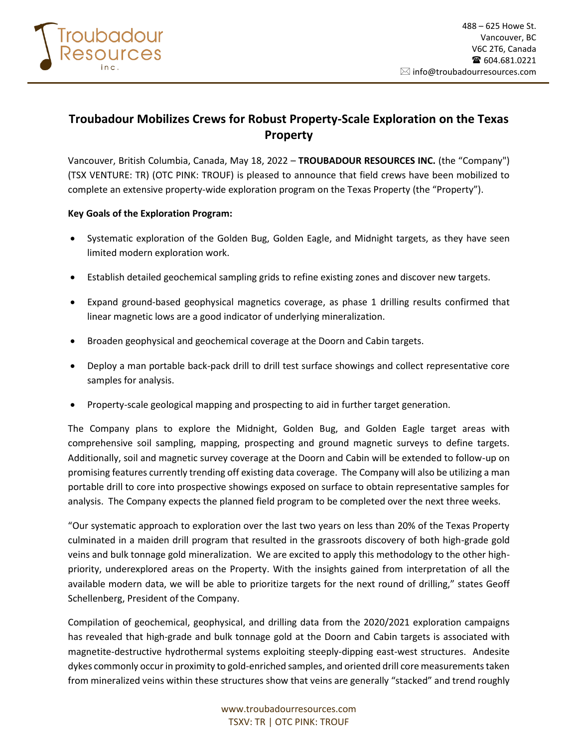# Troubadour Mobilizes Crews for Robust Property-Scale Exploration on the Texas Property

Vancouver, British Columbia, Canada, May 18, 2022 – **TROUBADOUR RESOURCES INC.** (the "Company") (TSX VENTURE: TR) (OTC PINK: TROUF) is pleased to announce that field crews have been mobilized to complete an extensive property-wide exploration program on the Texas Property (the "Property").

**Key Goals of the Exploration Program:**

- Systematic exploration of the Golden Bug, Golden Eagle, and Midnight targets, as they have seen limited modern exploration work.
- Establish detailed geochemical sampling grids to refine existing zones and discover new targets.
- Expand ground-based geophysical magnetics coverage, as phase 1 drilling results confirmed that linear magnetic lows are a good indicator of underlying mineralization.
- Broaden geophysical and geochemical coverage at the Doorn and Cabin targets.
- Deploy a man portable back-pack drill to drill test surface showings and collect representative core samples for analysis.
- Property-scale geological mapping and prospecting to aid in further target generation.

The Company plans to explore the Midnight, Golden Bug, and Golden Eagle target areas with comprehensive soil sampling, mapping, prospecting and ground magnetic surveys to define targets. Additionally, soil and magnetic survey coverage at the Doorn and Cabin will be extended to follow-up on promising features currently trending off existing data coverage. The Company will also be utilizing a man portable drill to core into prospective showings exposed on surface to obtain representative samples for analysis. The Company expects the planned field program to be completed over the next three weeks.

"Our systematic approach to exploration over the last two years on less than 20% of the Texas Property culminated in a maiden drill program that resulted in the grassroots discovery of both high-grade gold veins and bulk tonnage gold mineralization. We are excited to apply this methodology to the other high-priority, underexplored areas on the Property. With the insights gained from interpretation of all the available modern data, we will be able to prioritize targets for the next round of drilling," states Geoff Schellenberg, President of the Company.

Compilation of geochemical, geophysical, and drilling data from the 2020/2021 exploration campaigns has revealed that high-grade and bulk tonnage gold at the Doorn and Cabin targets is associated with magnetite-destructive hydrothermal systems exploiting steeply-dipping east-west structures. Andesite dykes commonly occur in proximity to gold-enriched samples, and oriented drill core measurements taken from mineralized veins within these structures show that veins are generally "stacked" and trend roughly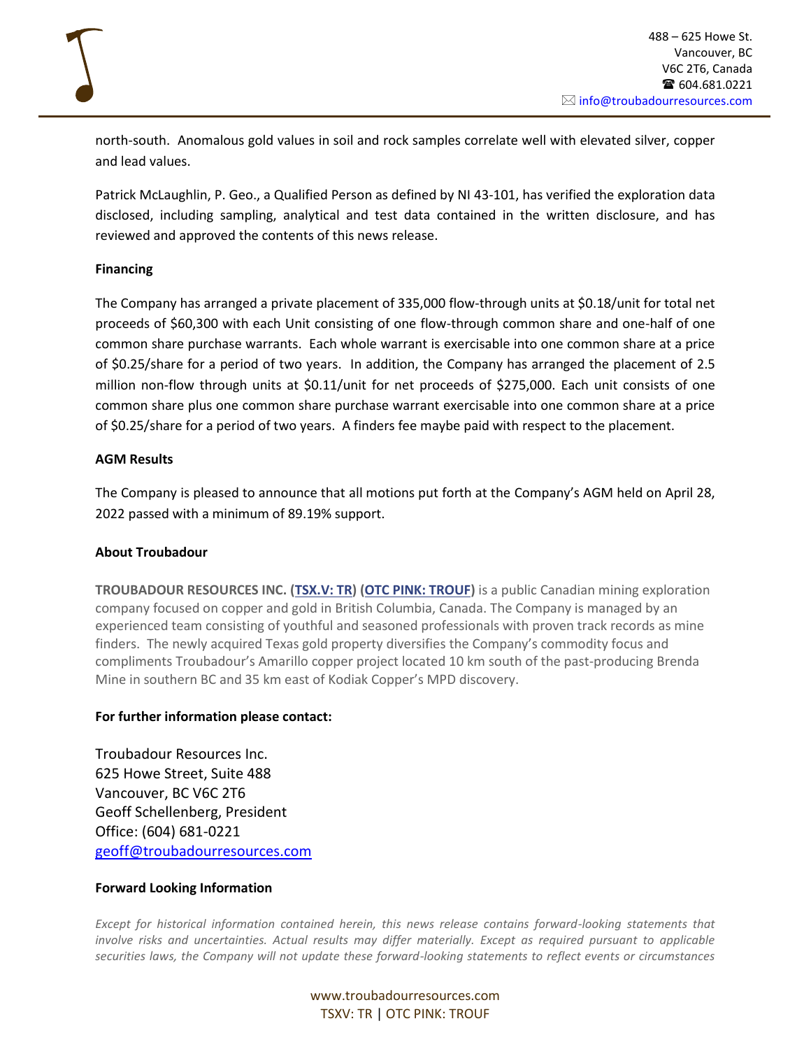north-south. Anomalous gold values in soil and rock samples correlate well with elevated silver, copper and lead values.

Patrick McLaughlin, P. Geo., a Qualified Person as defined by NI 43-101, has verified the exploration data disclosed, including sampling, analytical and test data contained in the written disclosure, and has reviewed and approved the contents of this news release.

**Financing**

The Company has arranged a private placement of 335,000 flow-through units at $0.18/unit for total net proceeds of $60,300 with each Unit consisting of one flow-through common share and one-half of one common share purchase warrants. Each whole warrant is exercisable into one common share at a price of $0.25/share for a period of two years. In addition, the Company has arranged the placement of 2.5 million non-flow through units at $0.11/unit for net proceeds of $275,000. Each unit consists of one common share plus one common share purchase warrant exercisable into one common share at a price of $0.25/share for a period of two years. A finders fee maybe paid with respect to the placement.

**AGM Results**

The Company is pleased to announce that all motions put forth at the Company's AGM held on April 28, 2022 passed with a minimum of 89.19% support.

**About Troubadour**

**TROUBADOUR RESOURCES INC. (TSX.V: TR) (OTC PINK: TROUF)** is a public Canadian mining exploration company focused on copper and gold in British Columbia, Canada. The Company is managed by an experienced team consisting of youthful and seasoned professionals with proven track records as mine finders. The newly acquired Texas gold property diversifies the Company's commodity focus and compliments Troubadour's Amarillo copper project located 10 km south of the past-producing Brenda Mine in southern BC and 35 km east of Kodiak Copper's MPD discovery.

**For further information please contact:**

Troubadour Resources Inc.
625 Howe Street, Suite 488
Vancouver, BC V6C 2T6
Geoff Schellenberg, President
Office: (604) 681-0221
geoff@troubadourresources.com

**Forward Looking Information**

*Except for historical information contained herein, this news release contains forward-looking statements that involve risks and uncertainties. Actual results may differ materially. Except as required pursuant to applicable securities laws, the Company will not update these forward-looking statements to reflect events or circumstances*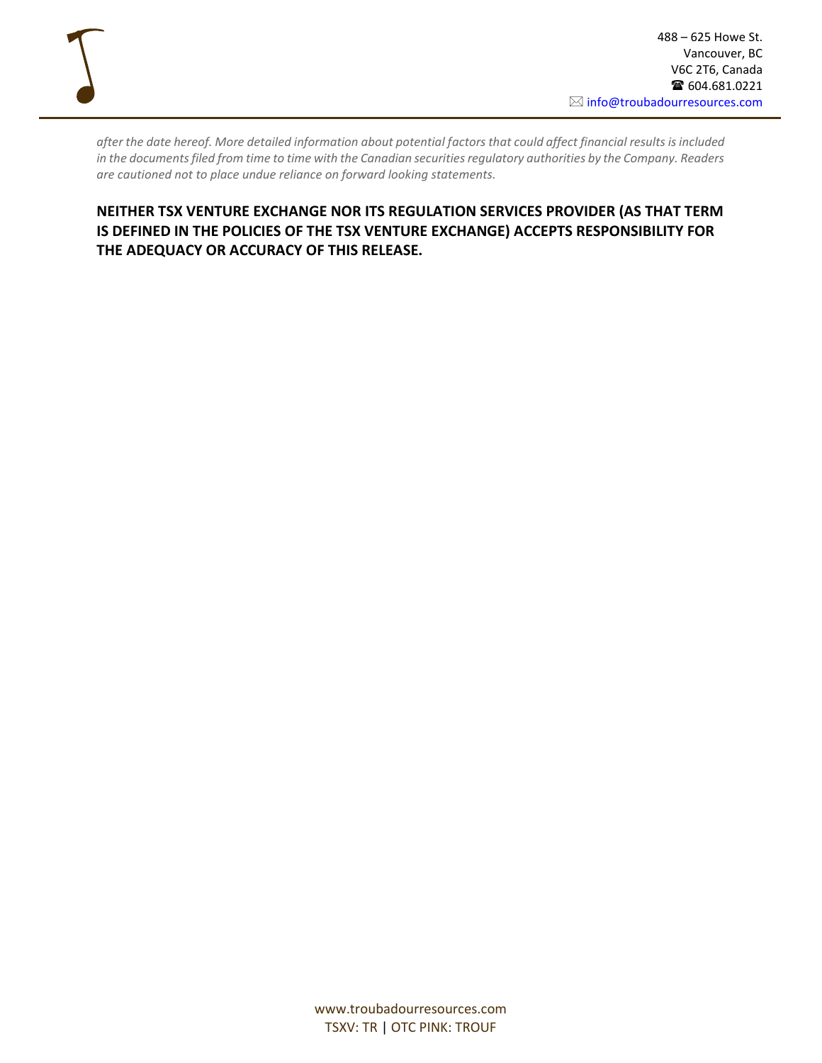*after the date hereof. More detailed information about potential factors that could affect financial results is included in the documents filed from time to time with the Canadian securities regulatory authorities by the Company. Readers are cautioned not to place undue reliance on forward looking statements.*

**NEITHER TSX VENTURE EXCHANGE NOR ITS REGULATION SERVICES PROVIDER (AS THAT TERM IS DEFINED IN THE POLICIES OF THE TSX VENTURE EXCHANGE) ACCEPTS RESPONSIBILITY FOR THE ADEQUACY OR ACCURACY OF THIS RELEASE.**